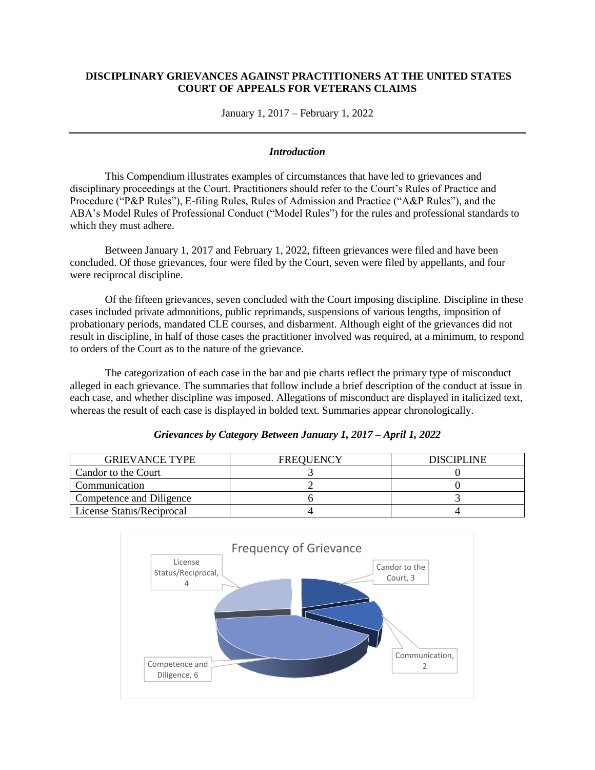**DISCIPLINARY GRIEVANCES AGAINST PRACTITIONERS AT THE UNITED STATES COURT OF APPEALS FOR VETERANS CLAIMS**

January 1, 2017 – February 1, 2022

---

***Introduction***

This Compendium illustrates examples of circumstances that have led to grievances and disciplinary proceedings at the Court. Practitioners should refer to the Court's Rules of Practice and Procedure ("P&P Rules"), E-filing Rules, Rules of Admission and Practice ("A&P Rules"), and the ABA's Model Rules of Professional Conduct ("Model Rules") for the rules and professional standards to which they must adhere.

Between January 1, 2017 and February 1, 2022, fifteen grievances were filed and have been concluded. Of those grievances, four were filed by the Court, seven were filed by appellants, and four were reciprocal discipline.

Of the fifteen grievances, seven concluded with the Court imposing discipline. Discipline in these cases included private admonitions, public reprimands, suspensions of various lengths, imposition of probationary periods, mandated CLE courses, and disbarment. Although eight of the grievances did not result in discipline, in half of those cases the practitioner involved was required, at a minimum, to respond to orders of the Court as to the nature of the grievance.

The categorization of each case in the bar and pie charts reflect the primary type of misconduct alleged in each grievance. The summaries that follow include a brief description of the conduct at issue in each case, and whether discipline was imposed. Allegations of misconduct are displayed in italicized text, whereas the result of each case is displayed in bolded text. Summaries appear chronologically.

***Grievances by Category Between January 1, 2017 – April 1, 2022***

| GRIEVANCE TYPE | FREQUENCY | DISCIPLINE |
|---|---|---|
| Candor to the Court | 3 | 0 |
| Communication | 2 | 0 |
| Competence and Diligence | 6 | 3 |
| License Status/Reciprocal | 4 | 4 |

Frequency of Grievance

| Category | Frequency |
|---|---|
| Candor to the Court | 3 |
| Communication | 2 |
| Competence and Diligence | 6 |
| License Status/Reciprocal | 4 |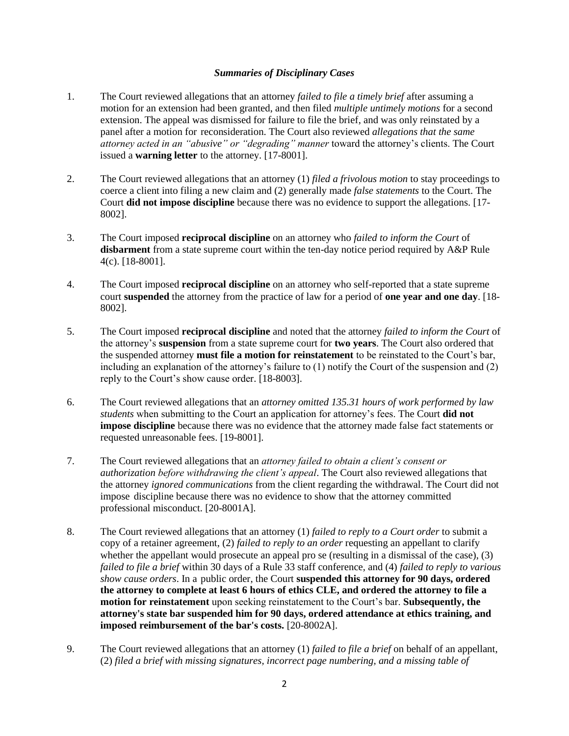### *Summaries of Disciplinary Cases*

1. The Court reviewed allegations that an attorney *failed to file a timely brief* after assuming a motion for an extension had been granted, and then filed *multiple untimely motions* for a second extension. The appeal was dismissed for failure to file the brief, and was only reinstated by a panel after a motion for reconsideration. The Court also reviewed *allegations that the same attorney acted in an "abusive" or "degrading" manner* toward the attorney's clients. The Court issued a **warning letter** to the attorney. [17-8001].

2. The Court reviewed allegations that an attorney (1) *filed a frivolous motion* to stay proceedings to coerce a client into filing a new claim and (2) generally made *false statements* to the Court. The Court **did not impose discipline** because there was no evidence to support the allegations. [17-8002].

3. The Court imposed **reciprocal discipline** on an attorney who *failed to inform the Court* of **disbarment** from a state supreme court within the ten-day notice period required by A&P Rule 4(c). [18-8001].

4. The Court imposed **reciprocal discipline** on an attorney who self-reported that a state supreme court **suspended** the attorney from the practice of law for a period of **one year and one day**. [18-8002].

5. The Court imposed **reciprocal discipline** and noted that the attorney *failed to inform the Court* of the attorney's **suspension** from a state supreme court for **two years**. The Court also ordered that the suspended attorney **must file a motion for reinstatement** to be reinstated to the Court's bar, including an explanation of the attorney's failure to (1) notify the Court of the suspension and (2) reply to the Court's show cause order. [18-8003].

6. The Court reviewed allegations that an *attorney omitted 135.31 hours of work performed by law students* when submitting to the Court an application for attorney's fees. The Court **did not impose discipline** because there was no evidence that the attorney made false fact statements or requested unreasonable fees. [19-8001].

7. The Court reviewed allegations that an *attorney failed to obtain a client's consent or authorization before withdrawing the client's appeal*. The Court also reviewed allegations that the attorney *ignored communications* from the client regarding the withdrawal. The Court did not impose discipline because there was no evidence to show that the attorney committed professional misconduct. [20-8001A].

8. The Court reviewed allegations that an attorney (1) *failed to reply to a Court order* to submit a copy of a retainer agreement, (2) *failed to reply to an order* requesting an appellant to clarify whether the appellant would prosecute an appeal pro se (resulting in a dismissal of the case), (3) *failed to file a brief* within 30 days of a Rule 33 staff conference, and (4) *failed to reply to various show cause orders*. In a public order, the Court **suspended this attorney for 90 days, ordered the attorney to complete at least 6 hours of ethics CLE, and ordered the attorney to file a motion for reinstatement** upon seeking reinstatement to the Court's bar. **Subsequently, the attorney's state bar suspended him for 90 days, ordered attendance at ethics training, and imposed reimbursement of the bar's costs.** [20-8002A].

9. The Court reviewed allegations that an attorney (1) *failed to file a brief* on behalf of an appellant, (2) *filed a brief with missing signatures, incorrect page numbering, and a missing table of*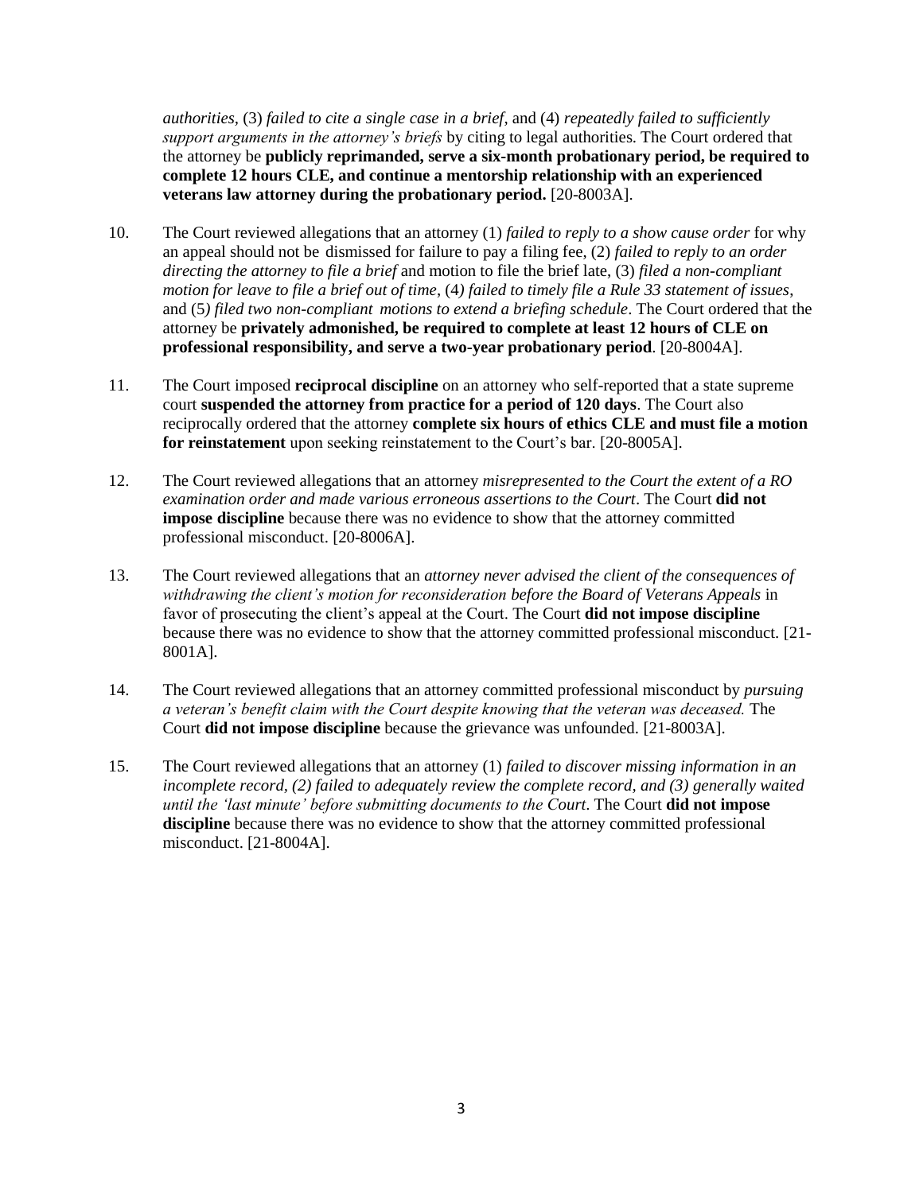*authorities*, (3) *failed to cite a single case in a brief*, and (4) *repeatedly failed to sufficiently support arguments in the attorney's briefs* by citing to legal authorities. The Court ordered that the attorney be **publicly reprimanded, serve a six-month probationary period, be required to complete 12 hours CLE, and continue a mentorship relationship with an experienced veterans law attorney during the probationary period.** [20-8003A].

10. The Court reviewed allegations that an attorney (1) *failed to reply to a show cause order* for why an appeal should not be dismissed for failure to pay a filing fee, (2) *failed to reply to an order directing the attorney to file a brief* and motion to file the brief late, (3) *filed a non-compliant motion for leave to file a brief out of time*, (4*) failed to timely file a Rule 33 statement of issues*, and (5*) filed two non-compliant motions to extend a briefing schedule*. The Court ordered that the attorney be **privately admonished, be required to complete at least 12 hours of CLE on professional responsibility, and serve a two-year probationary period**. [20-8004A].

11. The Court imposed **reciprocal discipline** on an attorney who self-reported that a state supreme court **suspended the attorney from practice for a period of 120 days**. The Court also reciprocally ordered that the attorney **complete six hours of ethics CLE and must file a motion for reinstatement** upon seeking reinstatement to the Court's bar. [20-8005A].

12. The Court reviewed allegations that an attorney *misrepresented to the Court the extent of a RO examination order and made various erroneous assertions to the Court*. The Court **did not impose discipline** because there was no evidence to show that the attorney committed professional misconduct. [20-8006A].

13. The Court reviewed allegations that an *attorney never advised the client of the consequences of withdrawing the client's motion for reconsideration before the Board of Veterans Appeals* in favor of prosecuting the client's appeal at the Court. The Court **did not impose discipline** because there was no evidence to show that the attorney committed professional misconduct. [21-8001A].

14. The Court reviewed allegations that an attorney committed professional misconduct by *pursuing a veteran's benefit claim with the Court despite knowing that the veteran was deceased.* The Court **did not impose discipline** because the grievance was unfounded. [21-8003A].

15. The Court reviewed allegations that an attorney (1) *failed to discover missing information in an incomplete record, (2) failed to adequately review the complete record, and (3) generally waited until the 'last minute' before submitting documents to the Court*. The Court **did not impose discipline** because there was no evidence to show that the attorney committed professional misconduct. [21-8004A].